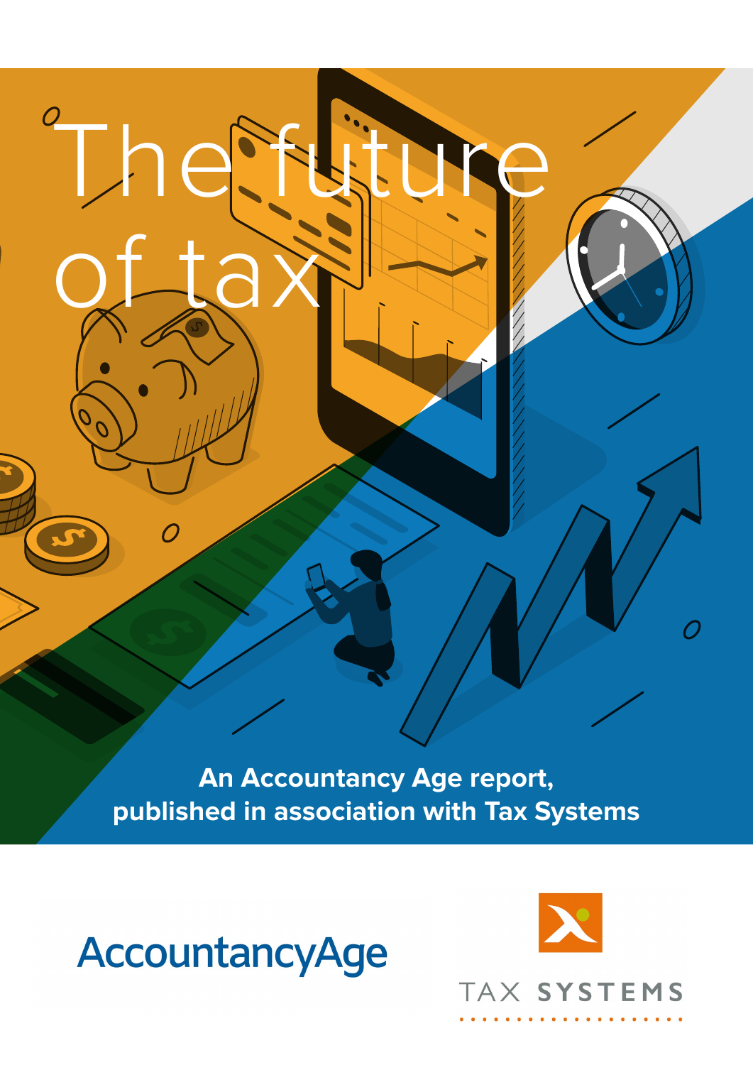# The future of tax

An Accountancy Age report, published in association with Tax Systems

AccountancyAge

TAX SYSTEMS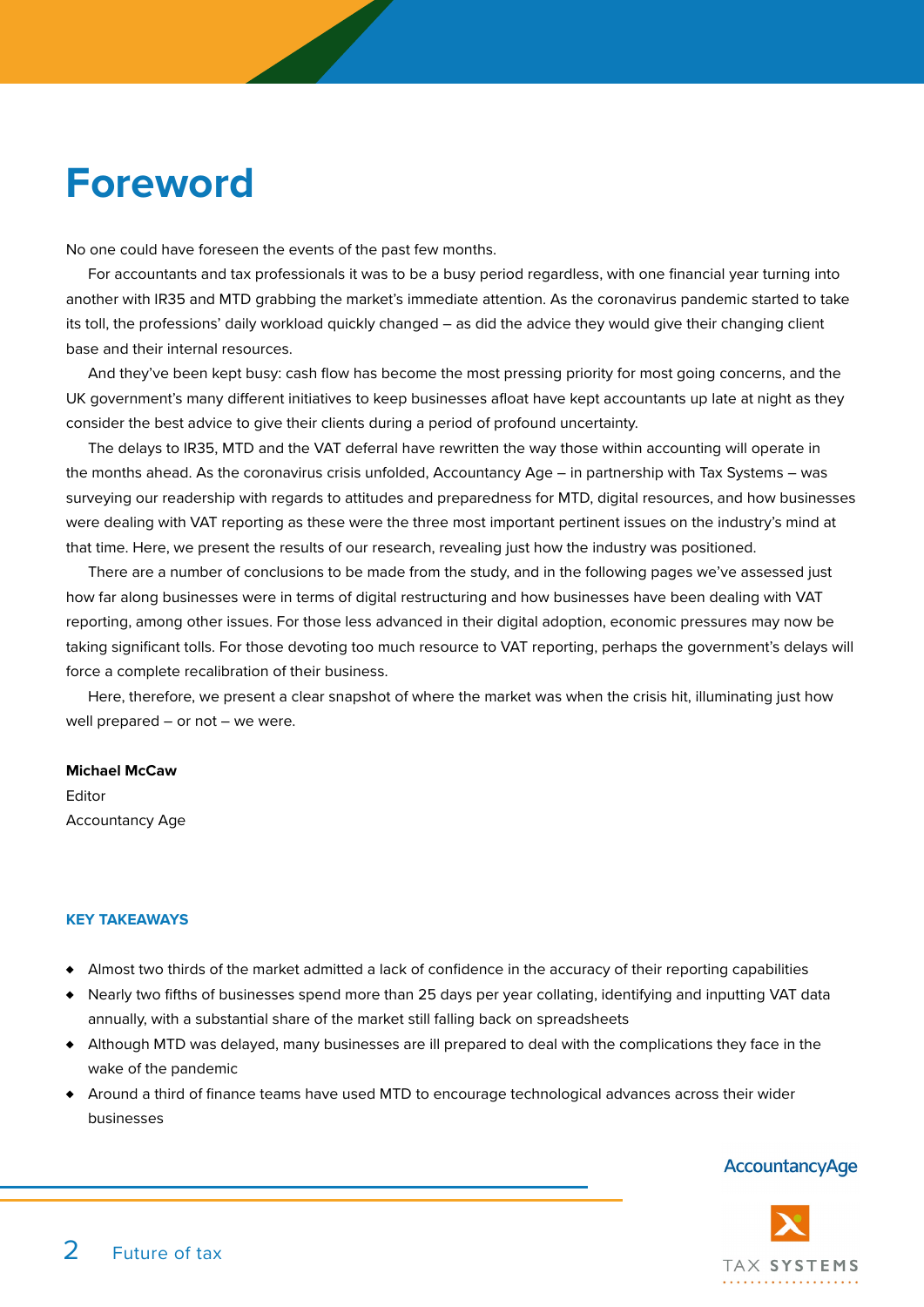# Foreword

No one could have foreseen the events of the past few months.

For accountants and tax professionals it was to be a busy period regardless, with one financial year turning into another with IR35 and MTD grabbing the market's immediate attention. As the coronavirus pandemic started to take its toll, the professions' daily workload quickly changed – as did the advice they would give their changing client base and their internal resources.

And they've been kept busy: cash flow has become the most pressing priority for most going concerns, and the UK government's many different initiatives to keep businesses afloat have kept accountants up late at night as they consider the best advice to give their clients during a period of profound uncertainty.

The delays to IR35, MTD and the VAT deferral have rewritten the way those within accounting will operate in the months ahead. As the coronavirus crisis unfolded, Accountancy Age – in partnership with Tax Systems – was surveying our readership with regards to attitudes and preparedness for MTD, digital resources, and how businesses were dealing with VAT reporting as these were the three most important pertinent issues on the industry's mind at that time. Here, we present the results of our research, revealing just how the industry was positioned.

There are a number of conclusions to be made from the study, and in the following pages we've assessed just how far along businesses were in terms of digital restructuring and how businesses have been dealing with VAT reporting, among other issues. For those less advanced in their digital adoption, economic pressures may now be taking significant tolls. For those devoting too much resource to VAT reporting, perhaps the government's delays will force a complete recalibration of their business.

Here, therefore, we present a clear snapshot of where the market was when the crisis hit, illuminating just how well prepared – or not – we were.

**Michael McCaw**
Editor
Accountancy Age

### KEY TAKEAWAYS

- Almost two thirds of the market admitted a lack of confidence in the accuracy of their reporting capabilities
- Nearly two fifths of businesses spend more than 25 days per year collating, identifying and inputting VAT data annually, with a substantial share of the market still falling back on spreadsheets
- Although MTD was delayed, many businesses are ill prepared to deal with the complications they face in the wake of the pandemic
- Around a third of finance teams have used MTD to encourage technological advances across their wider businesses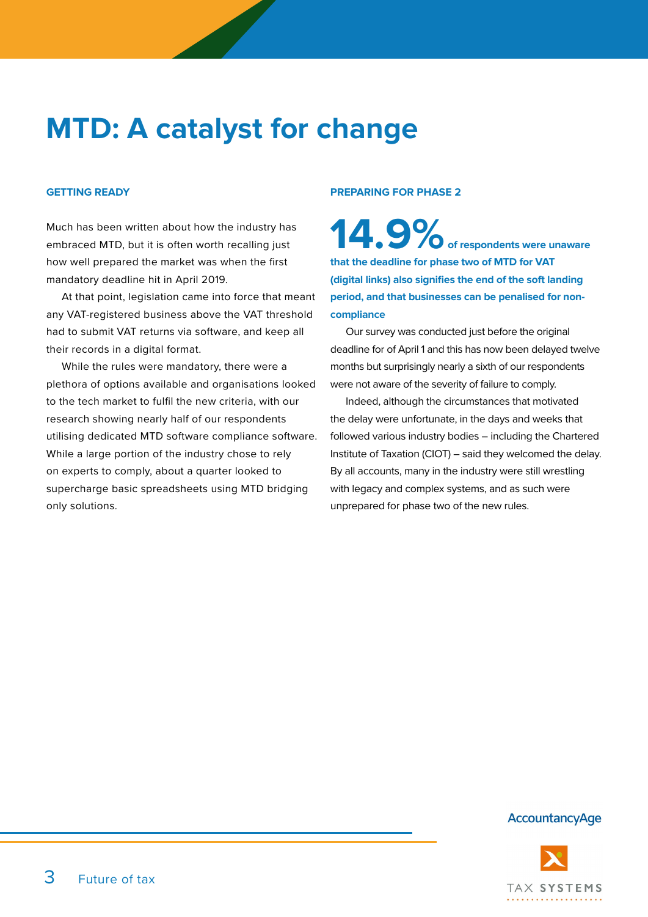# MTD: A catalyst for change

## GETTING READY

Much has been written about how the industry has embraced MTD, but it is often worth recalling just how well prepared the market was when the first mandatory deadline hit in April 2019.

At that point, legislation came into force that meant any VAT-registered business above the VAT threshold had to submit VAT returns via software, and keep all their records in a digital format.

While the rules were mandatory, there were a plethora of options available and organisations looked to the tech market to fulfil the new criteria, with our research showing nearly half of our respondents utilising dedicated MTD software compliance software. While a large portion of the industry chose to rely on experts to comply, about a quarter looked to supercharge basic spreadsheets using MTD bridging only solutions.

## PREPARING FOR PHASE 2

**14.9% of respondents were unaware that the deadline for phase two of MTD for VAT (digital links) also signifies the end of the soft landing period, and that businesses can be penalised for non-compliance**

Our survey was conducted just before the original deadline for of April 1 and this has now been delayed twelve months but surprisingly nearly a sixth of our respondents were not aware of the severity of failure to comply.

Indeed, although the circumstances that motivated the delay were unfortunate, in the days and weeks that followed various industry bodies – including the Chartered Institute of Taxation (CIOT) – said they welcomed the delay. By all accounts, many in the industry were still wrestling with legacy and complex systems, and as such were unprepared for phase two of the new rules.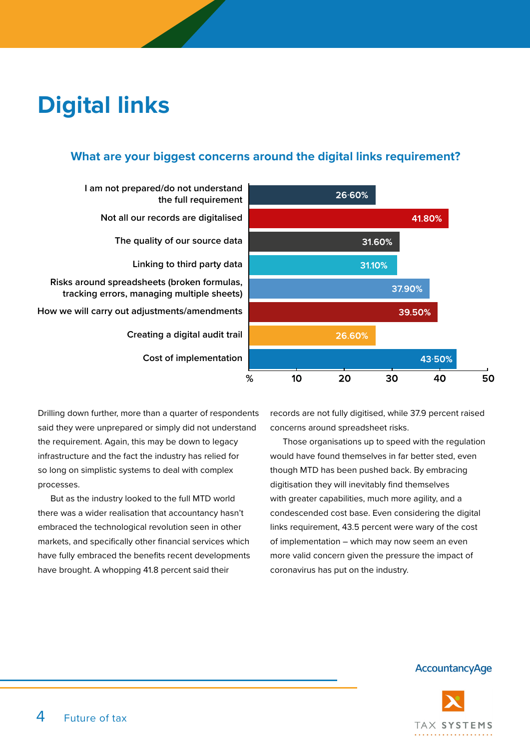# Digital links

### What are your biggest concerns around the digital links requirement?

| Concern | % |
|---|---|
| I am not prepared/do not understand the full requirement | 26·60% |
| Not all our records are digitalised | 41.80% |
| The quality of our source data | 31.60% |
| Linking to third party data | 31.10% |
| Risks around spreadsheets (broken formulas, tracking errors, managing multiple sheets) | 37.90% |
| How we will carry out adjustments/amendments | 39.50% |
| Creating a digital audit trail | 26.60% |
| Cost of implementation | 43·50% |

Drilling down further, more than a quarter of respondents said they were unprepared or simply did not understand the requirement. Again, this may be down to legacy infrastructure and the fact the industry has relied for so long on simplistic systems to deal with complex processes.

But as the industry looked to the full MTD world there was a wider realisation that accountancy hasn't embraced the technological revolution seen in other markets, and specifically other financial services which have fully embraced the benefits recent developments have brought. A whopping 41.8 percent said their records are not fully digitised, while 37.9 percent raised concerns around spreadsheet risks.

Those organisations up to speed with the regulation would have found themselves in far better sted, even though MTD has been pushed back. By embracing digitisation they will inevitably find themselves with greater capabilities, much more agility, and a condescended cost base. Even considering the digital links requirement, 43.5 percent were wary of the cost of implementation – which may now seem an even more valid concern given the pressure the impact of coronavirus has put on the industry.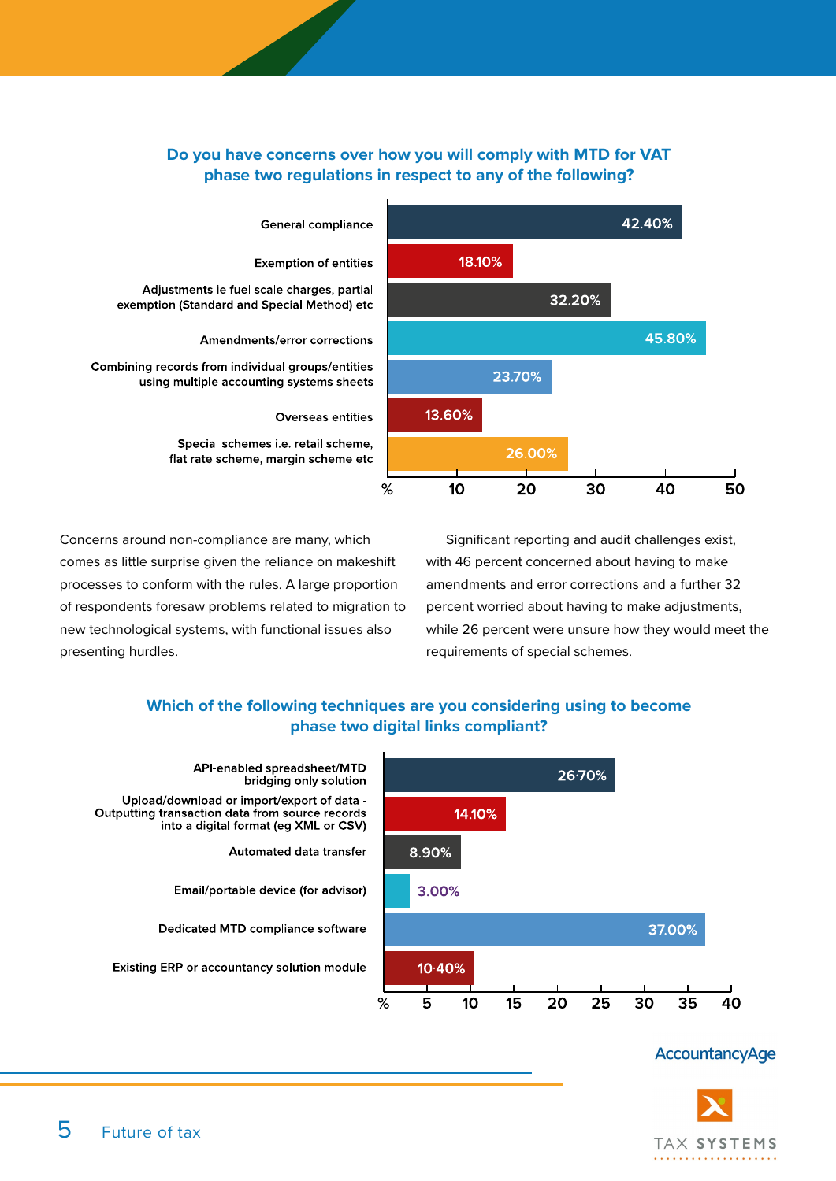### Do you have concerns over how you will comply with MTD for VAT phase two regulations in respect to any of the following?

| Concern | % |
| --- | --- |
| General compliance | 42.40% |
| Exemption of entities | 18.10% |
| Adjustments ie fuel scale charges, partial exemption (Standard and Special Method) etc | 32.20% |
| Amendments/error corrections | 45.80% |
| Combining records from individual groups/entities using multiple accounting systems sheets | 23.70% |
| Overseas entities | 13.60% |
| Special schemes i.e. retail scheme, flat rate scheme, margin scheme etc | 26.00% |

Concerns around non-compliance are many, which comes as little surprise given the reliance on makeshift processes to conform with the rules. A large proportion of respondents foresaw problems related to migration to new technological systems, with functional issues also presenting hurdles.

Significant reporting and audit challenges exist, with 46 percent concerned about having to make amendments and error corrections and a further 32 percent worried about having to make adjustments, while 26 percent were unsure how they would meet the requirements of special schemes.

### Which of the following techniques are you considering using to become phase two digital links compliant?

| Technique | % |
| --- | --- |
| API-enabled spreadsheet/MTD bridging only solution | 26·70% |
| Upload/download or import/export of data - Outputting transaction data from source records into a digital format (eg XML or CSV) | 14.10% |
| Automated data transfer | 8.90% |
| Email/portable device (for advisor) | 3.00% |
| Dedicated MTD compliance software | 37.00% |
| Existing ERP or accountancy solution module | 10·40% |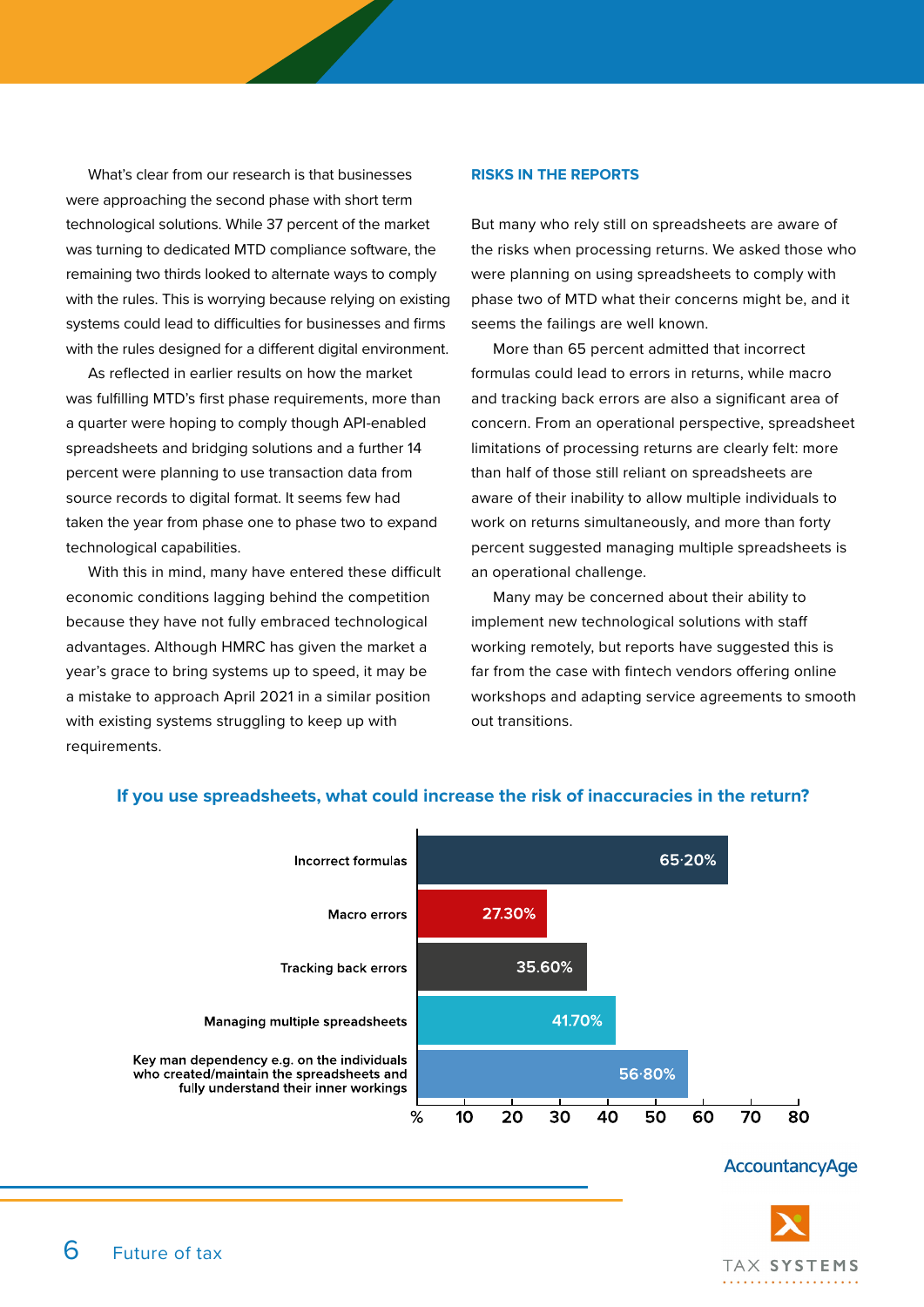What's clear from our research is that businesses were approaching the second phase with short term technological solutions. While 37 percent of the market was turning to dedicated MTD compliance software, the remaining two thirds looked to alternate ways to comply with the rules. This is worrying because relying on existing systems could lead to difficulties for businesses and firms with the rules designed for a different digital environment.

As reflected in earlier results on how the market was fulfilling MTD's first phase requirements, more than a quarter were hoping to comply though API-enabled spreadsheets and bridging solutions and a further 14 percent were planning to use transaction data from source records to digital format. It seems few had taken the year from phase one to phase two to expand technological capabilities.

With this in mind, many have entered these difficult economic conditions lagging behind the competition because they have not fully embraced technological advantages. Although HMRC has given the market a year's grace to bring systems up to speed, it may be a mistake to approach April 2021 in a similar position with existing systems struggling to keep up with requirements.

## RISKS IN THE REPORTS

But many who rely still on spreadsheets are aware of the risks when processing returns. We asked those who were planning on using spreadsheets to comply with phase two of MTD what their concerns might be, and it seems the failings are well known.

More than 65 percent admitted that incorrect formulas could lead to errors in returns, while macro and tracking back errors are also a significant area of concern. From an operational perspective, spreadsheet limitations of processing returns are clearly felt: more than half of those still reliant on spreadsheets are aware of their inability to allow multiple individuals to work on returns simultaneously, and more than forty percent suggested managing multiple spreadsheets is an operational challenge.

Many may be concerned about their ability to implement new technological solutions with staff working remotely, but reports have suggested this is far from the case with fintech vendors offering online workshops and adapting service agreements to smooth out transitions.

**If you use spreadsheets, what could increase the risk of inaccuracies in the return?**

| Response | % |
|---|---|
| Incorrect formulas | 65·20% |
| Macro errors | 27.30% |
| Tracking back errors | 35.60% |
| Managing multiple spreadsheets | 41.70% |
| Key man dependency e.g. on the individuals who created/maintain the spreadsheets and fully understand their inner workings | 56·80% |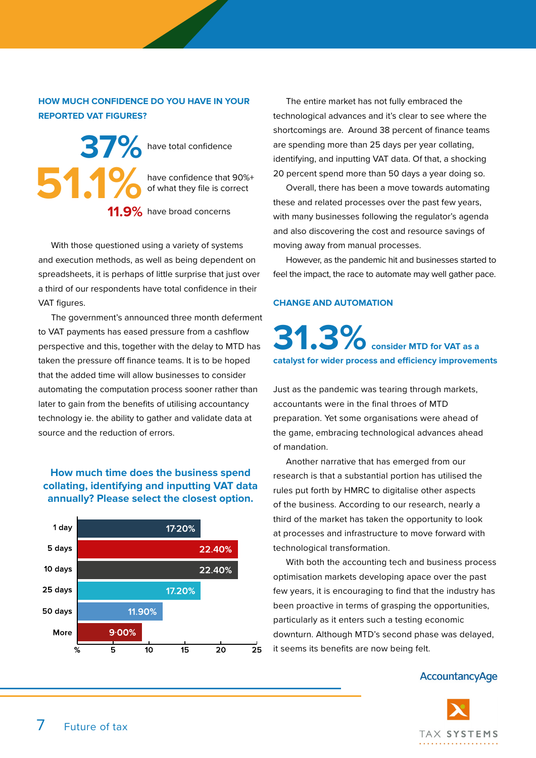## HOW MUCH CONFIDENCE DO YOU HAVE IN YOUR REPORTED VAT FIGURES?

**37%** have total confidence

**51.1%** have confidence that 90%+ of what they file is correct

**11.9%** have broad concerns

With those questioned using a variety of systems and execution methods, as well as being dependent on spreadsheets, it is perhaps of little surprise that just over a third of our respondents have total confidence in their VAT figures.

The government's announced three month deferment to VAT payments has eased pressure from a cashflow perspective and this, together with the delay to MTD has taken the pressure off finance teams. It is to be hoped that the added time will allow businesses to consider automating the computation process sooner rather than later to gain from the benefits of utilising accountancy technology ie. the ability to gather and validate data at source and the reduction of errors.

### How much time does the business spend collating, identifying and inputting VAT data annually? Please select the closest option.

| Time | % |
|---|---|
| 1 day | 17.20% |
| 5 days | 22.40% |
| 10 days | 22.40% |
| 25 days | 17.20% |
| 50 days | 11.90% |
| More | 9.00% |

The entire market has not fully embraced the technological advances and it's clear to see where the shortcomings are. Around 38 percent of finance teams are spending more than 25 days per year collating, identifying, and inputting VAT data. Of that, a shocking 20 percent spend more than 50 days a year doing so.

Overall, there has been a move towards automating these and related processes over the past few years, with many businesses following the regulator's agenda and also discovering the cost and resource savings of moving away from manual processes.

However, as the pandemic hit and businesses started to feel the impact, the race to automate may well gather pace.

## CHANGE AND AUTOMATION

**31.3%** consider MTD for VAT as a catalyst for wider process and efficiency improvements

Just as the pandemic was tearing through markets, accountants were in the final throes of MTD preparation. Yet some organisations were ahead of the game, embracing technological advances ahead of mandation.

Another narrative that has emerged from our research is that a substantial portion has utilised the rules put forth by HMRC to digitalise other aspects of the business. According to our research, nearly a third of the market has taken the opportunity to look at processes and infrastructure to move forward with technological transformation.

With both the accounting tech and business process optimisation markets developing apace over the past few years, it is encouraging to find that the industry has been proactive in terms of grasping the opportunities, particularly as it enters such a testing economic downturn. Although MTD's second phase was delayed, it seems its benefits are now being felt.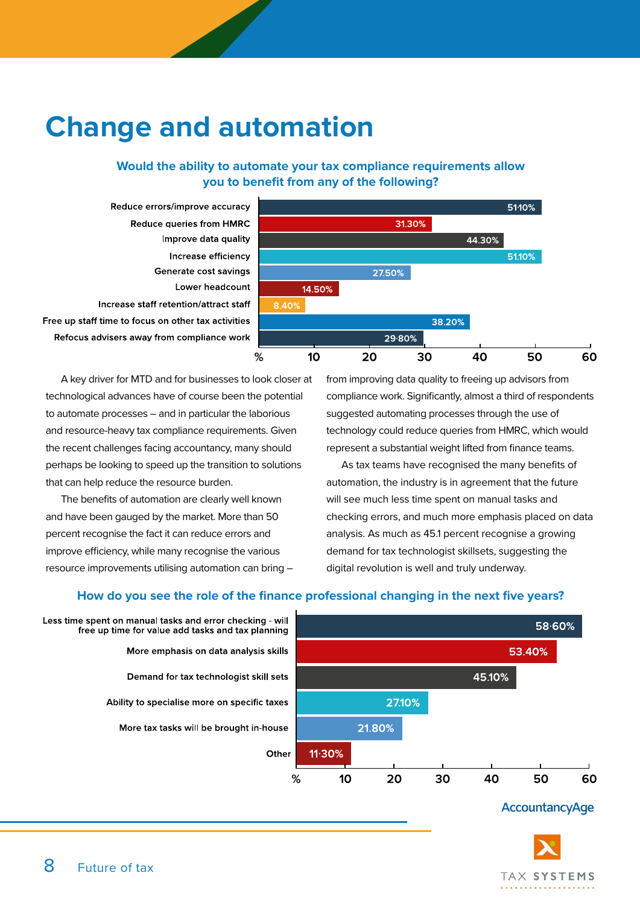# Change and automation

### Would the ability to automate your tax compliance requirements allow you to benefit from any of the following?

| Benefit | % |
|---|---|
| Reduce errors/improve accuracy | 51.10% |
| Reduce queries from HMRC | 31.30% |
| Improve data quality | 44.30% |
| Increase efficiency | 51.10% |
| Generate cost savings | 27.50% |
| Lower headcount | 14.50% |
| Increase staff retention/attract staff | 8.40% |
| Free up staff time to focus on other tax activities | 38.20% |
| Refocus advisers away from compliance work | 29.80% |

A key driver for MTD and for businesses to look closer at technological advances have of course been the potential to automate processes – and in particular the laborious and resource-heavy tax compliance requirements. Given the recent challenges facing accountancy, many should perhaps be looking to speed up the transition to solutions that can help reduce the resource burden.

The benefits of automation are clearly well known and have been gauged by the market. More than 50 percent recognise the fact it can reduce errors and improve efficiency, while many recognise the various resource improvements utilising automation can bring – from improving data quality to freeing up advisors from compliance work. Significantly, almost a third of respondents suggested automating processes through the use of technology could reduce queries from HMRC, which would represent a substantial weight lifted from finance teams.

As tax teams have recognised the many benefits of automation, the industry is in agreement that the future will see much less time spent on manual tasks and checking errors, and much more emphasis placed on data analysis. As much as 45.1 percent recognise a growing demand for tax technologist skillsets, suggesting the digital revolution is well and truly underway.

### How do you see the role of the finance professional changing in the next five years?

| Change | % |
|---|---|
| Less time spent on manual tasks and error checking - will free up time for value add tasks and tax planning | 58.60% |
| More emphasis on data analysis skills | 53.40% |
| Demand for tax technologist skill sets | 45.10% |
| Ability to specialise more on specific taxes | 27.10% |
| More tax tasks will be brought in-house | 21.80% |
| Other | 11.30% |

AccountancyAge

TAX SYSTEMS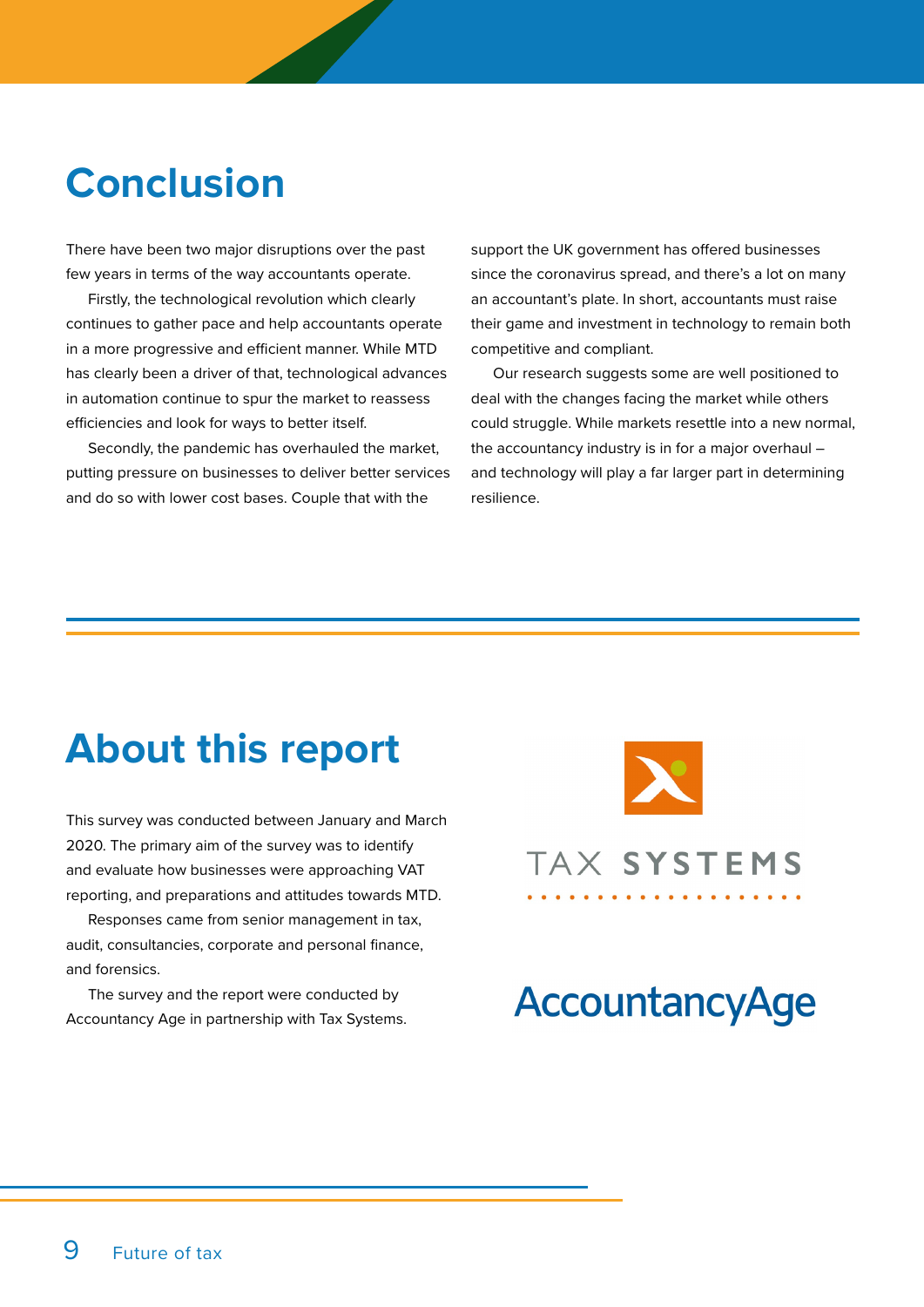# Conclusion

There have been two major disruptions over the past few years in terms of the way accountants operate.

Firstly, the technological revolution which clearly continues to gather pace and help accountants operate in a more progressive and efficient manner. While MTD has clearly been a driver of that, technological advances in automation continue to spur the market to reassess efficiencies and look for ways to better itself.

Secondly, the pandemic has overhauled the market, putting pressure on businesses to deliver better services and do so with lower cost bases. Couple that with the support the UK government has offered businesses since the coronavirus spread, and there's a lot on many an accountant's plate. In short, accountants must raise their game and investment in technology to remain both competitive and compliant.

Our research suggests some are well positioned to deal with the changes facing the market while others could struggle. While markets resettle into a new normal, the accountancy industry is in for a major overhaul – and technology will play a far larger part in determining resilience.

# About this report

This survey was conducted between January and March 2020. The primary aim of the survey was to identify and evaluate how businesses were approaching VAT reporting, and preparations and attitudes towards MTD.

Responses came from senior management in tax, audit, consultancies, corporate and personal finance, and forensics.

The survey and the report were conducted by Accountancy Age in partnership with Tax Systems.

TAX SYSTEMS

AccountancyAge